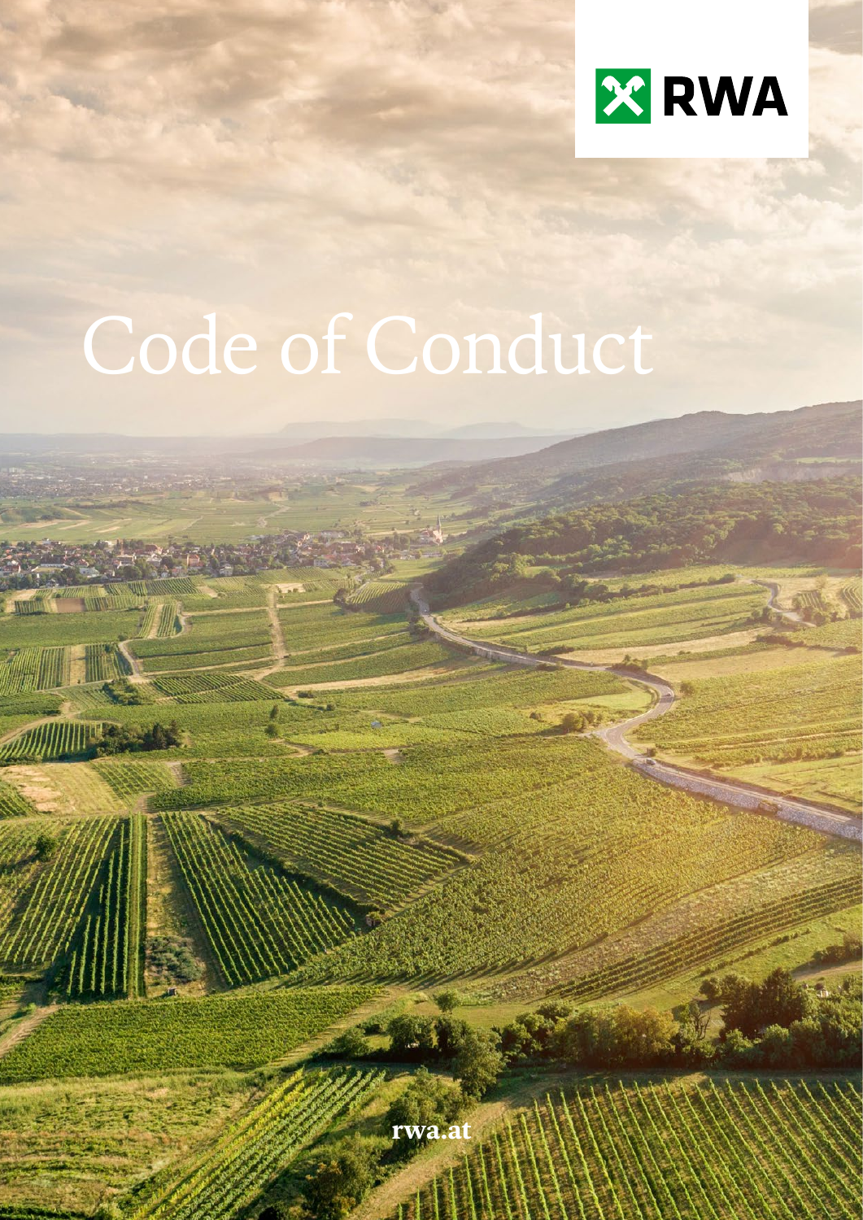RWA

# Code of Conduct

rwa.at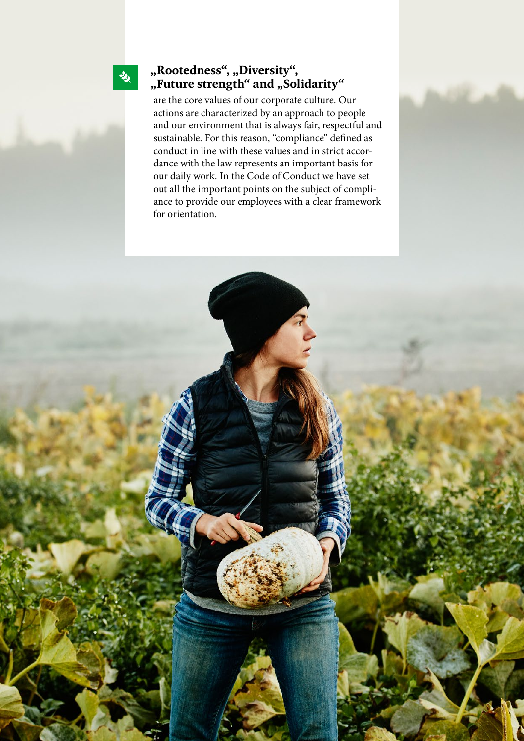**„Rootedness“, „Diversity“, „Future strength“ and „Solidarity“**

are the core values of our corporate culture. Our actions are characterized by an approach to people and our environment that is always fair, respectful and sustainable. For this reason, “compliance” defined as conduct in line with these values and in strict accordance with the law represents an important basis for our daily work. In the Code of Conduct we have set out all the important points on the subject of compliance to provide our employees with a clear framework for orientation.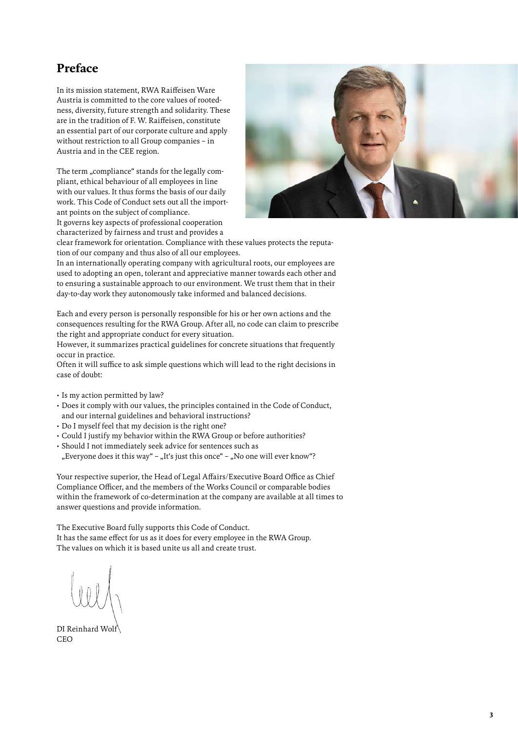# Preface

In its mission statement, RWA Raiffeisen Ware Austria is committed to the core values of rootedness, diversity, future strength and solidarity. These are in the tradition of F. W. Raiffeisen, constitute an essential part of our corporate culture and apply without restriction to all Group companies – in Austria and in the CEE region.

The term „compliance“ stands for the legally compliant, ethical behaviour of all employees in line with our values. It thus forms the basis of our daily work. This Code of Conduct sets out all the important points on the subject of compliance.
It governs key aspects of professional cooperation characterized by fairness and trust and provides a clear framework for orientation. Compliance with these values protects the reputation of our company and thus also of all our employees.
In an internationally operating company with agricultural roots, our employees are used to adopting an open, tolerant and appreciative manner towards each other and to ensuring a sustainable approach to our environment. We trust them that in their day-to-day work they autonomously take informed and balanced decisions.

Each and every person is personally responsible for his or her own actions and the consequences resulting for the RWA Group. After all, no code can claim to prescribe the right and appropriate conduct for every situation.
However, it summarizes practical guidelines for concrete situations that frequently occur in practice.
Often it will suffice to ask simple questions which will lead to the right decisions in case of doubt:

- Is my action permitted by law?
- Does it comply with our values, the principles contained in the Code of Conduct, and our internal guidelines and behavioral instructions?
- Do I myself feel that my decision is the right one?
- Could I justify my behavior within the RWA Group or before authorities?
- Should I not immediately seek advice for sentences such as „Everyone does it this way“ – „It‘s just this once“ – „No one will ever know“?

Your respective superior, the Head of Legal Affairs/Executive Board Office as Chief Compliance Officer, and the members of the Works Council or comparable bodies within the framework of co-determination at the company are available at all times to answer questions and provide information.

The Executive Board fully supports this Code of Conduct.
It has the same effect for us as it does for every employee in the RWA Group.
The values on which it is based unite us all and create trust.

DI Reinhard Wolf
CEO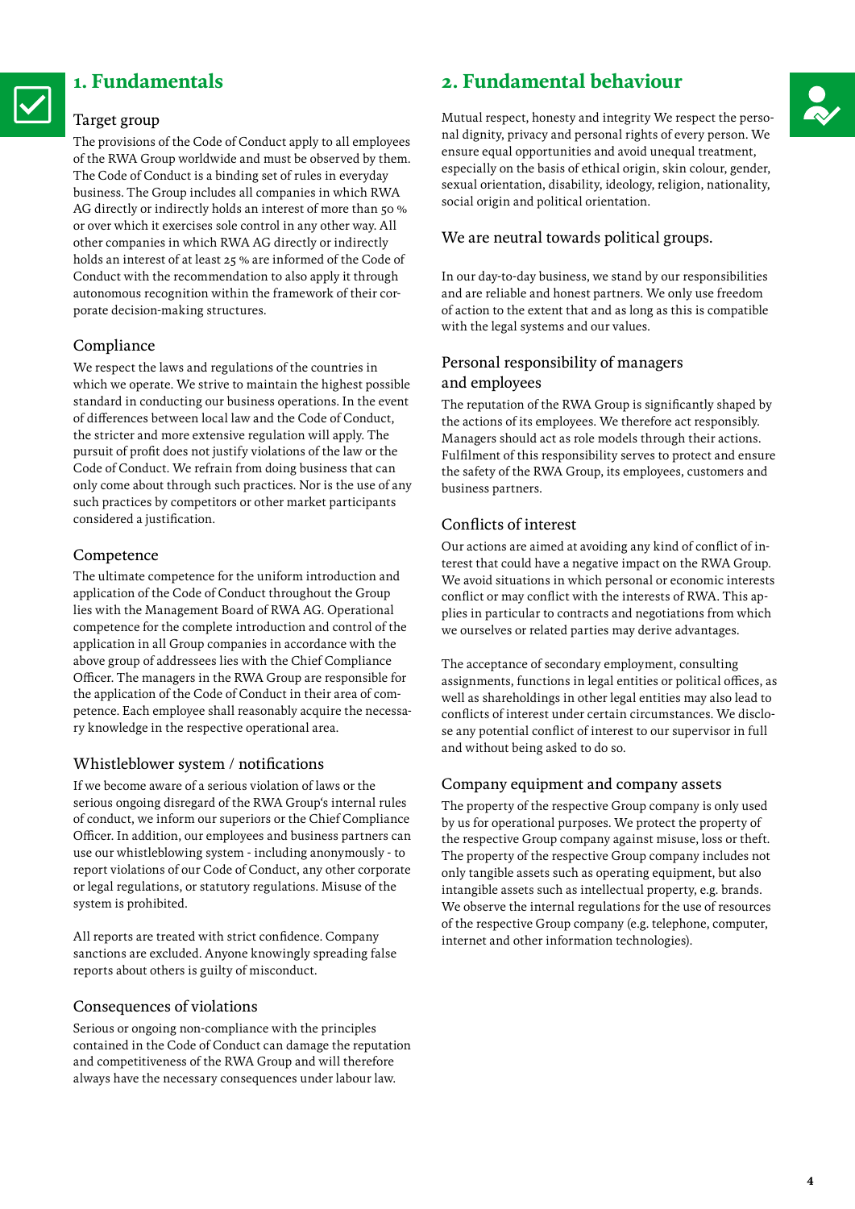# 1. Fundamentals

## Target group

The provisions of the Code of Conduct apply to all employees of the RWA Group worldwide and must be observed by them. The Code of Conduct is a binding set of rules in everyday business. The Group includes all companies in which RWA AG directly or indirectly holds an interest of more than 50 % or over which it exercises sole control in any other way. All other companies in which RWA AG directly or indirectly holds an interest of at least 25 % are informed of the Code of Conduct with the recommendation to also apply it through autonomous recognition within the framework of their corporate decision-making structures.

## Compliance

We respect the laws and regulations of the countries in which we operate. We strive to maintain the highest possible standard in conducting our business operations. In the event of differences between local law and the Code of Conduct, the stricter and more extensive regulation will apply. The pursuit of profit does not justify violations of the law or the Code of Conduct. We refrain from doing business that can only come about through such practices. Nor is the use of any such practices by competitors or other market participants considered a justification.

## Competence

The ultimate competence for the uniform introduction and application of the Code of Conduct throughout the Group lies with the Management Board of RWA AG. Operational competence for the complete introduction and control of the application in all Group companies in accordance with the above group of addressees lies with the Chief Compliance Officer. The managers in the RWA Group are responsible for the application of the Code of Conduct in their area of competence. Each employee shall reasonably acquire the necessary knowledge in the respective operational area.

## Whistleblower system / notifications

If we become aware of a serious violation of laws or the serious ongoing disregard of the RWA Group's internal rules of conduct, we inform our superiors or the Chief Compliance Officer. In addition, our employees and business partners can use our whistleblowing system - including anonymously - to report violations of our Code of Conduct, any other corporate or legal regulations, or statutory regulations. Misuse of the system is prohibited.

All reports are treated with strict confidence. Company sanctions are excluded. Anyone knowingly spreading false reports about others is guilty of misconduct.

## Consequences of violations

Serious or ongoing non-compliance with the principles contained in the Code of Conduct can damage the reputation and competitiveness of the RWA Group and will therefore always have the necessary consequences under labour law.

# 2. Fundamental behaviour

Mutual respect, honesty and integrity We respect the personal dignity, privacy and personal rights of every person. We ensure equal opportunities and avoid unequal treatment, especially on the basis of ethical origin, skin colour, gender, sexual orientation, disability, ideology, religion, nationality, social origin and political orientation.

## We are neutral towards political groups.

In our day-to-day business, we stand by our responsibilities and are reliable and honest partners. We only use freedom of action to the extent that and as long as this is compatible with the legal systems and our values.

## Personal responsibility of managers and employees

The reputation of the RWA Group is significantly shaped by the actions of its employees. We therefore act responsibly. Managers should act as role models through their actions. Fulfilment of this responsibility serves to protect and ensure the safety of the RWA Group, its employees, customers and business partners.

## Conflicts of interest

Our actions are aimed at avoiding any kind of conflict of interest that could have a negative impact on the RWA Group. We avoid situations in which personal or economic interests conflict or may conflict with the interests of RWA. This applies in particular to contracts and negotiations from which we ourselves or related parties may derive advantages.

The acceptance of secondary employment, consulting assignments, functions in legal entities or political offices, as well as shareholdings in other legal entities may also lead to conflicts of interest under certain circumstances. We disclose any potential conflict of interest to our supervisor in full and without being asked to do so.

## Company equipment and company assets

The property of the respective Group company is only used by us for operational purposes. We protect the property of the respective Group company against misuse, loss or theft. The property of the respective Group company includes not only tangible assets such as operating equipment, but also intangible assets such as intellectual property, e.g. brands. We observe the internal regulations for the use of resources of the respective Group company (e.g. telephone, computer, internet and other information technologies).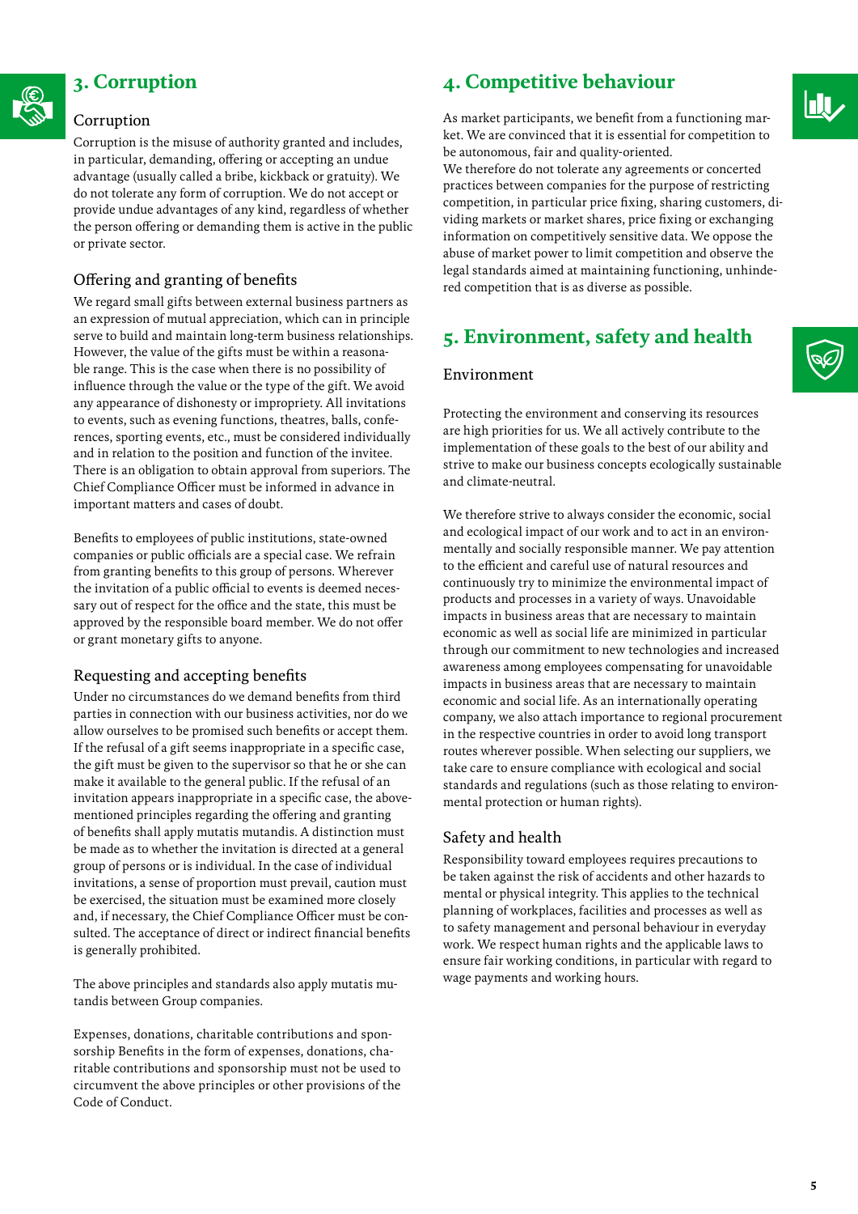## 3. Corruption

### Corruption

Corruption is the misuse of authority granted and includes, in particular, demanding, offering or accepting an undue advantage (usually called a bribe, kickback or gratuity). We do not tolerate any form of corruption. We do not accept or provide undue advantages of any kind, regardless of whether the person offering or demanding them is active in the public or private sector.

### Offering and granting of benefits

We regard small gifts between external business partners as an expression of mutual appreciation, which can in principle serve to build and maintain long-term business relationships. However, the value of the gifts must be within a reasonable range. This is the case when there is no possibility of influence through the value or the type of the gift. We avoid any appearance of dishonesty or impropriety. All invitations to events, such as evening functions, theatres, balls, conferences, sporting events, etc., must be considered individually and in relation to the position and function of the invitee. There is an obligation to obtain approval from superiors. The Chief Compliance Officer must be informed in advance in important matters and cases of doubt.

Benefits to employees of public institutions, state-owned companies or public officials are a special case. We refrain from granting benefits to this group of persons. Wherever the invitation of a public official to events is deemed necessary out of respect for the office and the state, this must be approved by the responsible board member. We do not offer or grant monetary gifts to anyone.

### Requesting and accepting benefits

Under no circumstances do we demand benefits from third parties in connection with our business activities, nor do we allow ourselves to be promised such benefits or accept them. If the refusal of a gift seems inappropriate in a specific case, the gift must be given to the supervisor so that he or she can make it available to the general public. If the refusal of an invitation appears inappropriate in a specific case, the above-mentioned principles regarding the offering and granting of benefits shall apply mutatis mutandis. A distinction must be made as to whether the invitation is directed at a general group of persons or is individual. In the case of individual invitations, a sense of proportion must prevail, caution must be exercised, the situation must be examined more closely and, if necessary, the Chief Compliance Officer must be consulted. The acceptance of direct or indirect financial benefits is generally prohibited.

The above principles and standards also apply mutatis mutandis between Group companies.

Expenses, donations, charitable contributions and sponsorship Benefits in the form of expenses, donations, charitable contributions and sponsorship must not be used to circumvent the above principles or other provisions of the Code of Conduct.

## 4. Competitive behaviour

As market participants, we benefit from a functioning market. We are convinced that it is essential for competition to be autonomous, fair and quality-oriented.
We therefore do not tolerate any agreements or concerted practices between companies for the purpose of restricting competition, in particular price fixing, sharing customers, dividing markets or market shares, price fixing or exchanging information on competitively sensitive data. We oppose the abuse of market power to limit competition and observe the legal standards aimed at maintaining functioning, unhindered competition that is as diverse as possible.

## 5. Environment, safety and health

### Environment

Protecting the environment and conserving its resources are high priorities for us. We all actively contribute to the implementation of these goals to the best of our ability and strive to make our business concepts ecologically sustainable and climate-neutral.

We therefore strive to always consider the economic, social and ecological impact of our work and to act in an environmentally and socially responsible manner. We pay attention to the efficient and careful use of natural resources and continuously try to minimize the environmental impact of products and processes in a variety of ways. Unavoidable impacts in business areas that are necessary to maintain economic as well as social life are minimized in particular through our commitment to new technologies and increased awareness among employees compensating for unavoidable impacts in business areas that are necessary to maintain economic and social life. As an internationally operating company, we also attach importance to regional procurement in the respective countries in order to avoid long transport routes wherever possible. When selecting our suppliers, we take care to ensure compliance with ecological and social standards and regulations (such as those relating to environmental protection or human rights).

### Safety and health

Responsibility toward employees requires precautions to be taken against the risk of accidents and other hazards to mental or physical integrity. This applies to the technical planning of workplaces, facilities and processes as well as to safety management and personal behaviour in everyday work. We respect human rights and the applicable laws to ensure fair working conditions, in particular with regard to wage payments and working hours.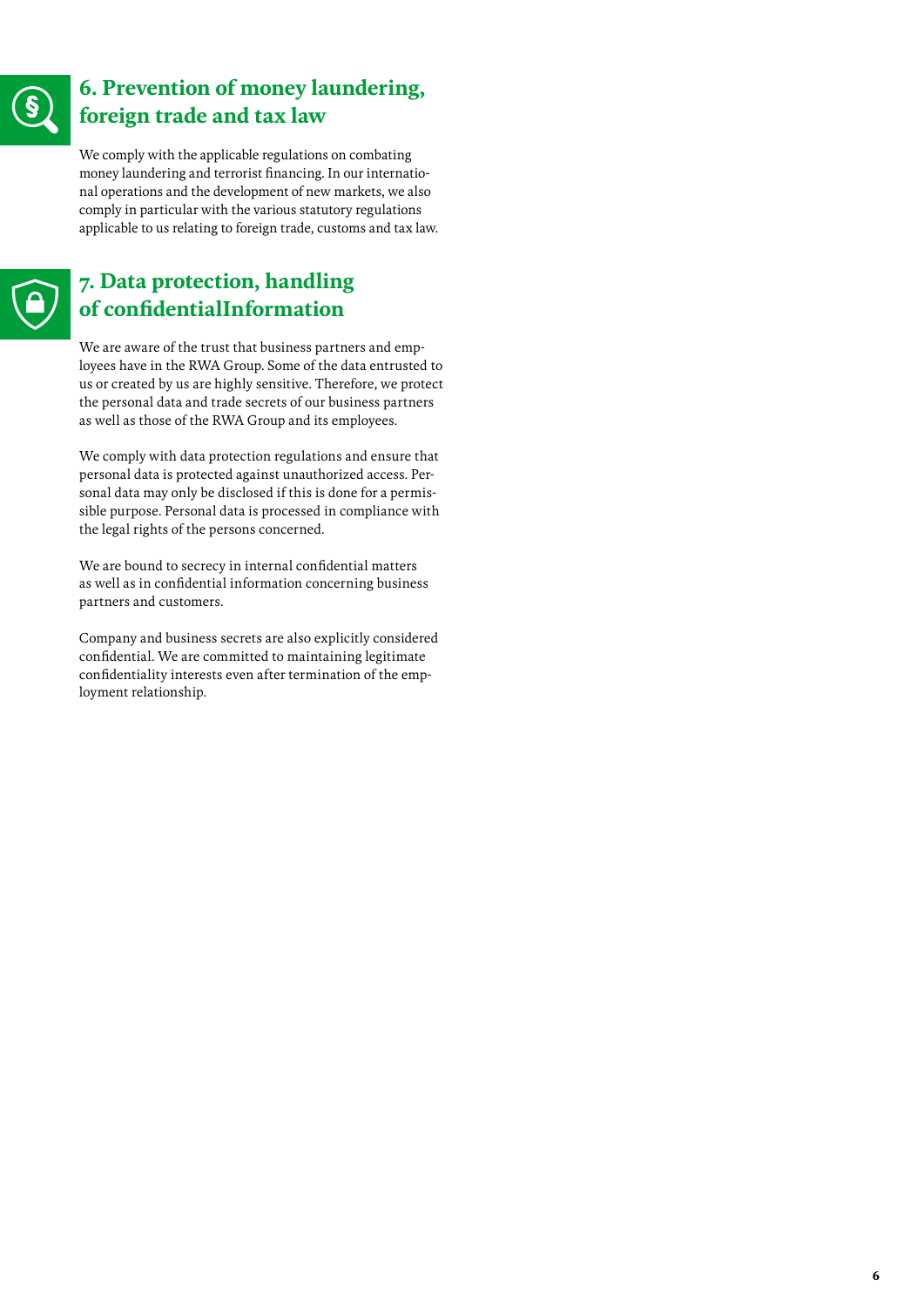## 6. Prevention of money laundering, foreign trade and tax law

We comply with the applicable regulations on combating money laundering and terrorist financing. In our international operations and the development of new markets, we also comply in particular with the various statutory regulations applicable to us relating to foreign trade, customs and tax law.

## 7. Data protection, handling of confidentialInformation

We are aware of the trust that business partners and employees have in the RWA Group. Some of the data entrusted to us or created by us are highly sensitive. Therefore, we protect the personal data and trade secrets of our business partners as well as those of the RWA Group and its employees.

We comply with data protection regulations and ensure that personal data is protected against unauthorized access. Personal data may only be disclosed if this is done for a permissible purpose. Personal data is processed in compliance with the legal rights of the persons concerned.

We are bound to secrecy in internal confidential matters as well as in confidential information concerning business partners and customers.

Company and business secrets are also explicitly considered confidential. We are committed to maintaining legitimate confidentiality interests even after termination of the employment relationship.